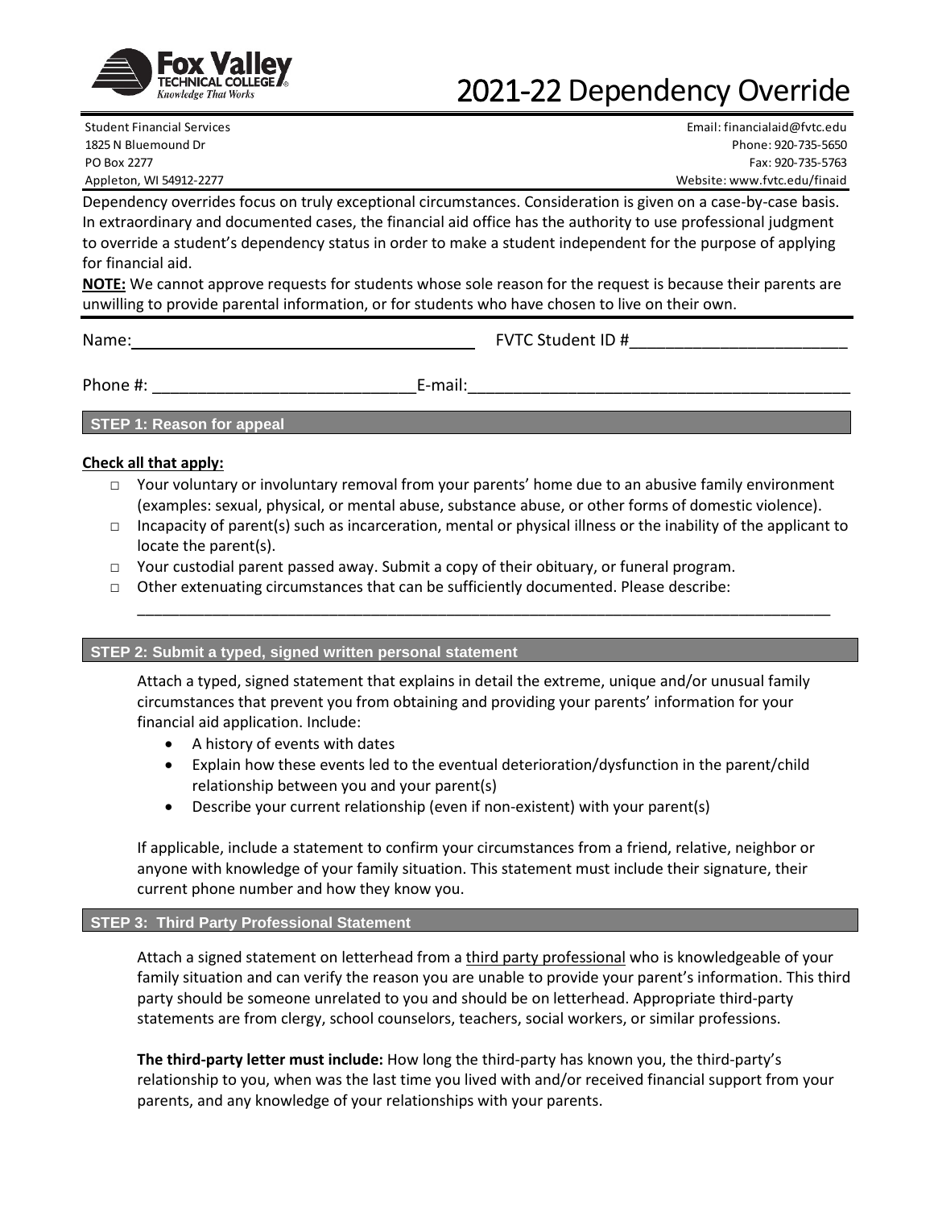# 2021-22 Dependency Override

Fox Valley Technical College — Knowledge That Works

Student Financial Services
1825 N Bluemound Dr
PO Box 2277
Appleton, WI 54912-2277

Email: financialaid@fvtc.edu
Phone: 920-735-5650
Fax: 920-735-5763
Website: www.fvtc.edu/finaid

Dependency overrides focus on truly exceptional circumstances. Consideration is given on a case-by-case basis. In extraordinary and documented cases, the financial aid office has the authority to use professional judgment to override a student's dependency status in order to make a student independent for the purpose of applying for financial aid.

**NOTE:** We cannot approve requests for students whose sole reason for the request is because their parents are unwilling to provide parental information, or for students who have chosen to live on their own.

Name:_______________________________________ FVTC Student ID #________________________

Phone #: _____________________________E-mail:___________________________________________

## STEP 1: Reason for appeal

**Check all that apply:**

- ☐ Your voluntary or involuntary removal from your parents' home due to an abusive family environment (examples: sexual, physical, or mental abuse, substance abuse, or other forms of domestic violence).
- ☐ Incapacity of parent(s) such as incarceration, mental or physical illness or the inability of the applicant to locate the parent(s).
- ☐ Your custodial parent passed away. Submit a copy of their obituary, or funeral program.
- ☐ Other extenuating circumstances that can be sufficiently documented. Please describe:
  ____________________________________________________________________________________

## STEP 2: Submit a typed, signed written personal statement

Attach a typed, signed statement that explains in detail the extreme, unique and/or unusual family circumstances that prevent you from obtaining and providing your parents' information for your financial aid application. Include:

- A history of events with dates
- Explain how these events led to the eventual deterioration/dysfunction in the parent/child relationship between you and your parent(s)
- Describe your current relationship (even if non-existent) with your parent(s)

If applicable, include a statement to confirm your circumstances from a friend, relative, neighbor or anyone with knowledge of your family situation. This statement must include their signature, their current phone number and how they know you.

## STEP 3: Third Party Professional Statement

Attach a signed statement on letterhead from a third party professional who is knowledgeable of your family situation and can verify the reason you are unable to provide your parent's information. This third party should be someone unrelated to you and should be on letterhead. Appropriate third-party statements are from clergy, school counselors, teachers, social workers, or similar professions.

**The third-party letter must include:** How long the third-party has known you, the third-party's relationship to you, when was the last time you lived with and/or received financial support from your parents, and any knowledge of your relationships with your parents.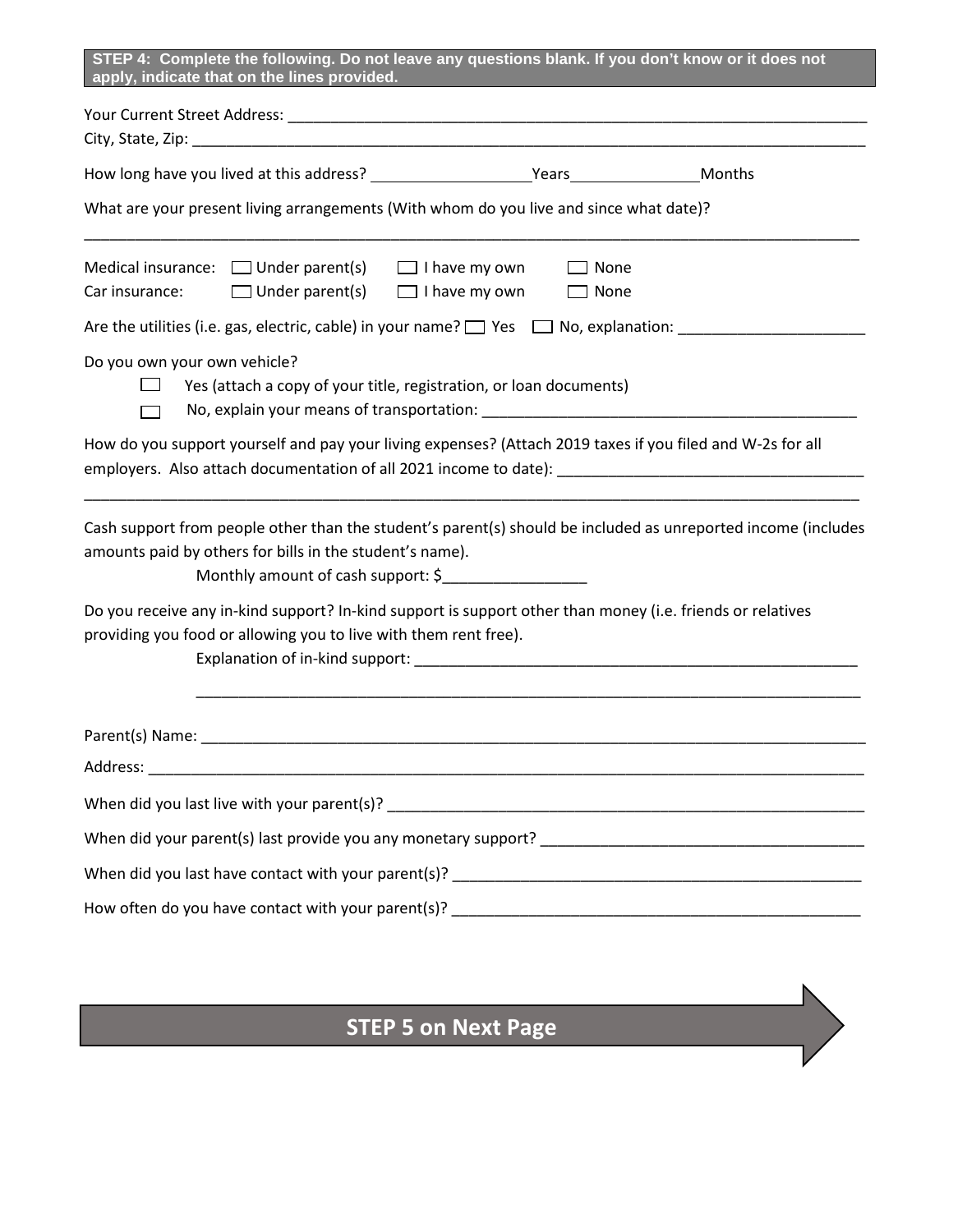**STEP 4: Complete the following. Do not leave any questions blank. If you don't know or it does not apply, indicate that on the lines provided.**

Your Current Street Address: ______________________________________________________________________

City, State, Zip: ______________________________________________________________________________

How long have you lived at this address? ___________________Years_______________Months

What are your present living arrangements (With whom do you live and since what date)?

______________________________________________________________________________________________

Medical insurance: ☐ Under parent(s) ☐ I have my own ☐ None

Car insurance: ☐ Under parent(s) ☐ I have my own ☐ None

Are the utilities (i.e. gas, electric, cable) in your name? ☐ Yes ☐ No, explanation: _____________________

Do you own your own vehicle?

- ☐ Yes (attach a copy of your title, registration, or loan documents)
- ☐ No, explain your means of transportation: ____________________________________________

How do you support yourself and pay your living expenses? (Attach 2019 taxes if you filed and W-2s for all employers. Also attach documentation of all 2021 income to date): ___________________________________

______________________________________________________________________________________________

Cash support from people other than the student's parent(s) should be included as unreported income (includes amounts paid by others for bills in the student's name).

Monthly amount of cash support: $_________________

Do you receive any in-kind support? In-kind support is support other than money (i.e. friends or relatives providing you food or allowing you to live with them rent free).

Explanation of in-kind support: _____________________________________________________

______________________________________________________________________________

Parent(s) Name: _______________________________________________________________________________

Address: _____________________________________________________________________________________

When did you last live with your parent(s)? ________________________________________________________

When did your parent(s) last provide you any monetary support? _____________________________________

When did you last have contact with your parent(s)? ________________________________________________

How often do you have contact with your parent(s)? ________________________________________________

**STEP 5 on Next Page**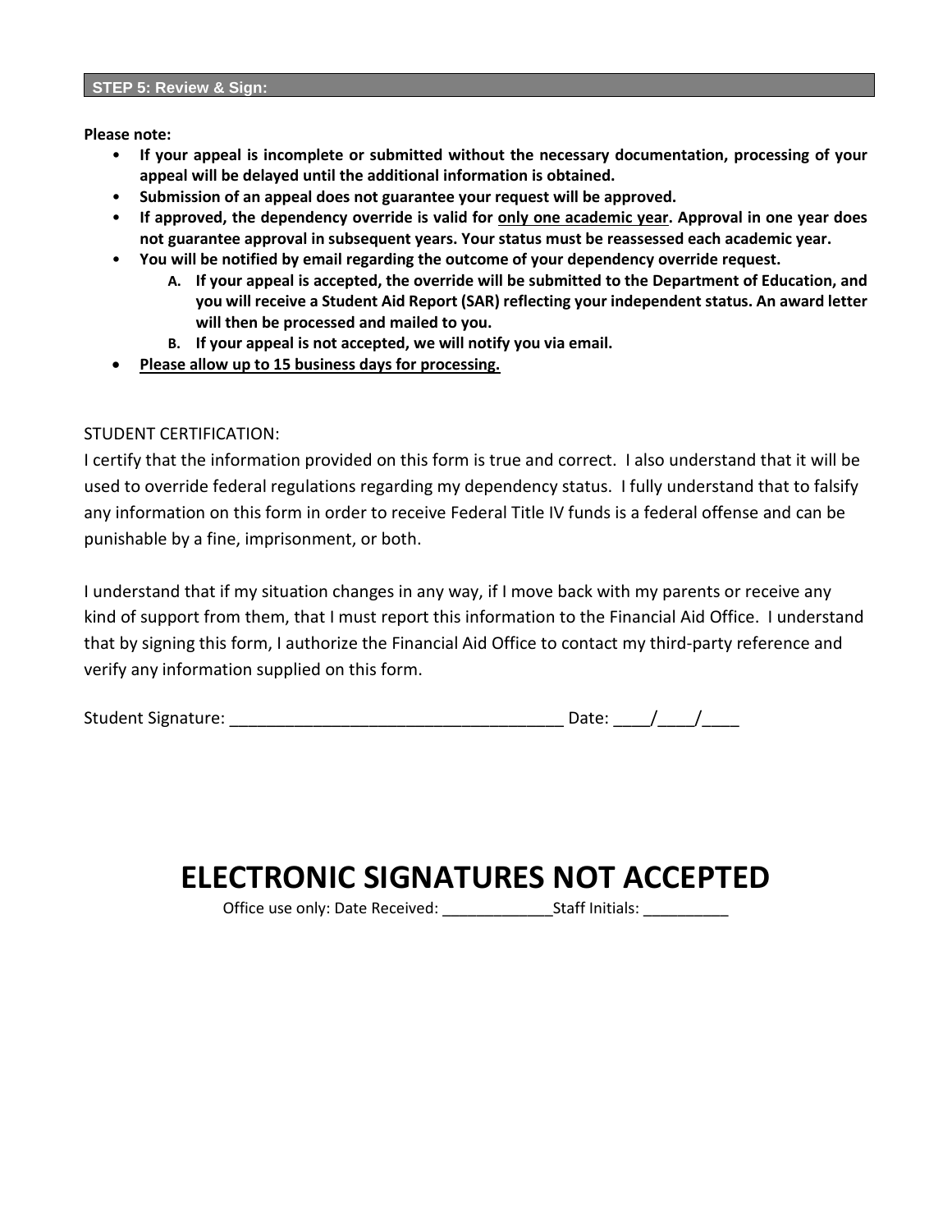## STEP 5: Review & Sign:

**Please note:**

- **If your appeal is incomplete or submitted without the necessary documentation, processing of your appeal will be delayed until the additional information is obtained.**
- **Submission of an appeal does not guarantee your request will be approved.**
- **If approved, the dependency override is valid for <u>only one academic year</u>. Approval in one year does not guarantee approval in subsequent years. Your status must be reassessed each academic year.**
- **You will be notified by email regarding the outcome of your dependency override request.**
    - **A. If your appeal is accepted, the override will be submitted to the Department of Education, and you will receive a Student Aid Report (SAR) reflecting your independent status. An award letter will then be processed and mailed to you.**
    - **B. If your appeal is not accepted, we will notify you via email.**
- **<u>Please allow up to 15 business days for processing.</u>**

STUDENT CERTIFICATION:

I certify that the information provided on this form is true and correct. I also understand that it will be used to override federal regulations regarding my dependency status. I fully understand that to falsify any information on this form in order to receive Federal Title IV funds is a federal offense and can be punishable by a fine, imprisonment, or both.

I understand that if my situation changes in any way, if I move back with my parents or receive any kind of support from them, that I must report this information to the Financial Aid Office. I understand that by signing this form, I authorize the Financial Aid Office to contact my third-party reference and verify any information supplied on this form.

Student Signature: ____________________________________ Date: ____/____/____

# ELECTRONIC SIGNATURES NOT ACCEPTED

Office use only: Date Received: _____________Staff Initials: __________